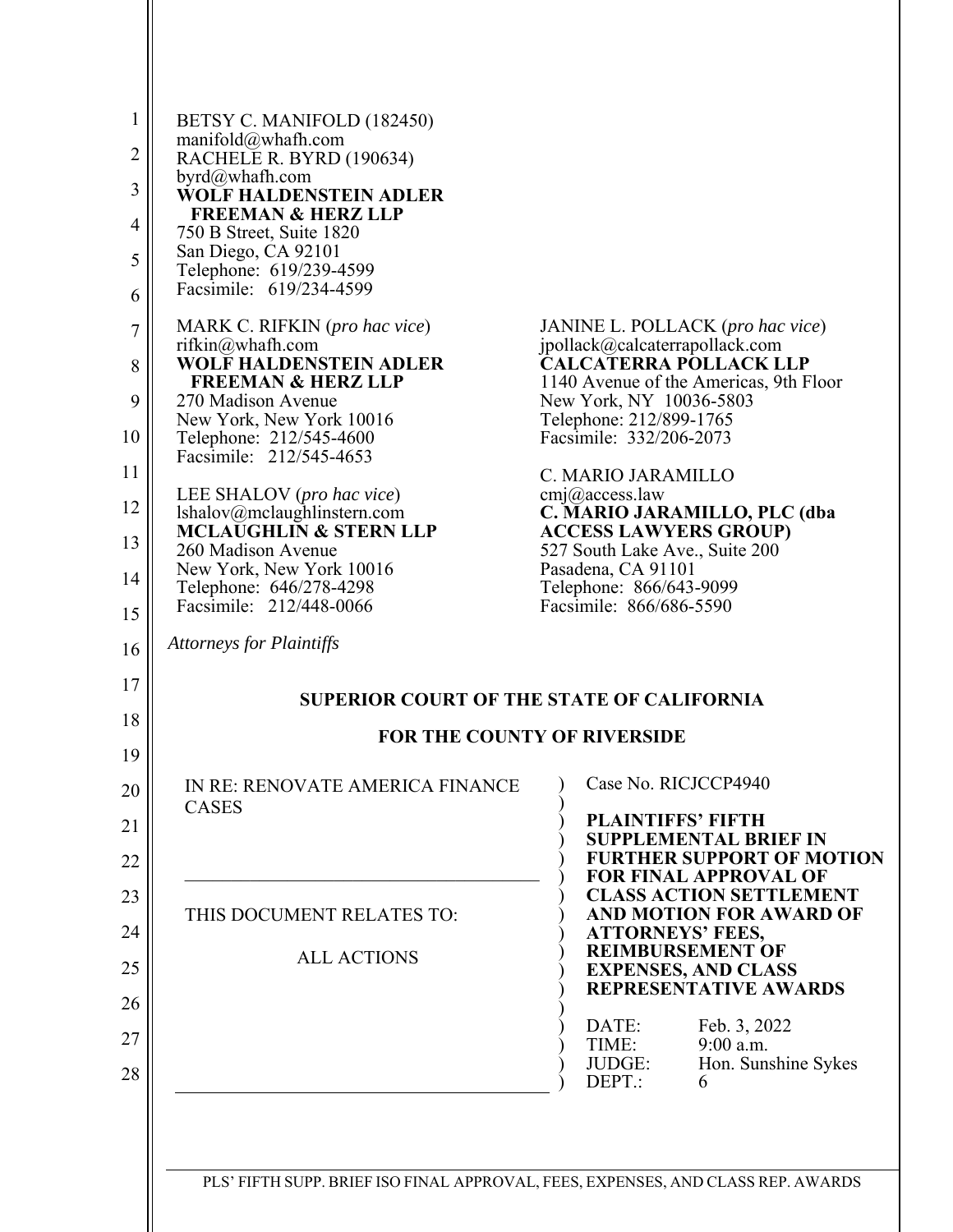BETSY C. MANIFOLD (182450)
manifold@whafh.com
RACHELE R. BYRD (190634)
byrd@whafh.com
**WOLF HALDENSTEIN ADLER FREEMAN & HERZ LLP**
750 B Street, Suite 1820
San Diego, CA 92101
Telephone: 619/239-4599
Facsimile: 619/234-4599

MARK C. RIFKIN (*pro hac vice*)
rifkin@whafh.com
**WOLF HALDENSTEIN ADLER FREEMAN & HERZ LLP**
270 Madison Avenue
New York, New York 10016
Telephone: 212/545-4600
Facsimile: 212/545-4653

LEE SHALOV (*pro hac vice*)
lshalov@mclaughlinstern.com
**MCLAUGHLIN & STERN LLP**
260 Madison Avenue
New York, New York 10016
Telephone: 646/278-4298
Facsimile: 212/448-0066

JANINE L. POLLACK (*pro hac vice*)
jpollack@calcaterrapollack.com
**CALCATERRA POLLACK LLP**
1140 Avenue of the Americas, 9th Floor
New York, NY 10036-5803
Telephone: 212/899-1765
Facsimile: 332/206-2073

C. MARIO JARAMILLO
cmj@access.law
**C. MARIO JARAMILLO, PLC (dba ACCESS LAWYERS GROUP)**
527 South Lake Ave., Suite 200
Pasadena, CA 91101
Telephone: 866/643-9099
Facsimile: 866/686-5590

*Attorneys for Plaintiffs*

**SUPERIOR COURT OF THE STATE OF CALIFORNIA**

**FOR THE COUNTY OF RIVERSIDE**

IN RE: RENOVATE AMERICA FINANCE CASES

THIS DOCUMENT RELATES TO:

ALL ACTIONS

Case No. RICJCCP4940

**PLAINTIFFS' FIFTH SUPPLEMENTAL BRIEF IN FURTHER SUPPORT OF MOTION FOR FINAL APPROVAL OF CLASS ACTION SETTLEMENT AND MOTION FOR AWARD OF ATTORNEYS' FEES, REIMBURSEMENT OF EXPENSES, AND CLASS REPRESENTATIVE AWARDS**

DATE: Feb. 3, 2022
TIME: 9:00 a.m.
JUDGE: Hon. Sunshine Sykes
DEPT.: 6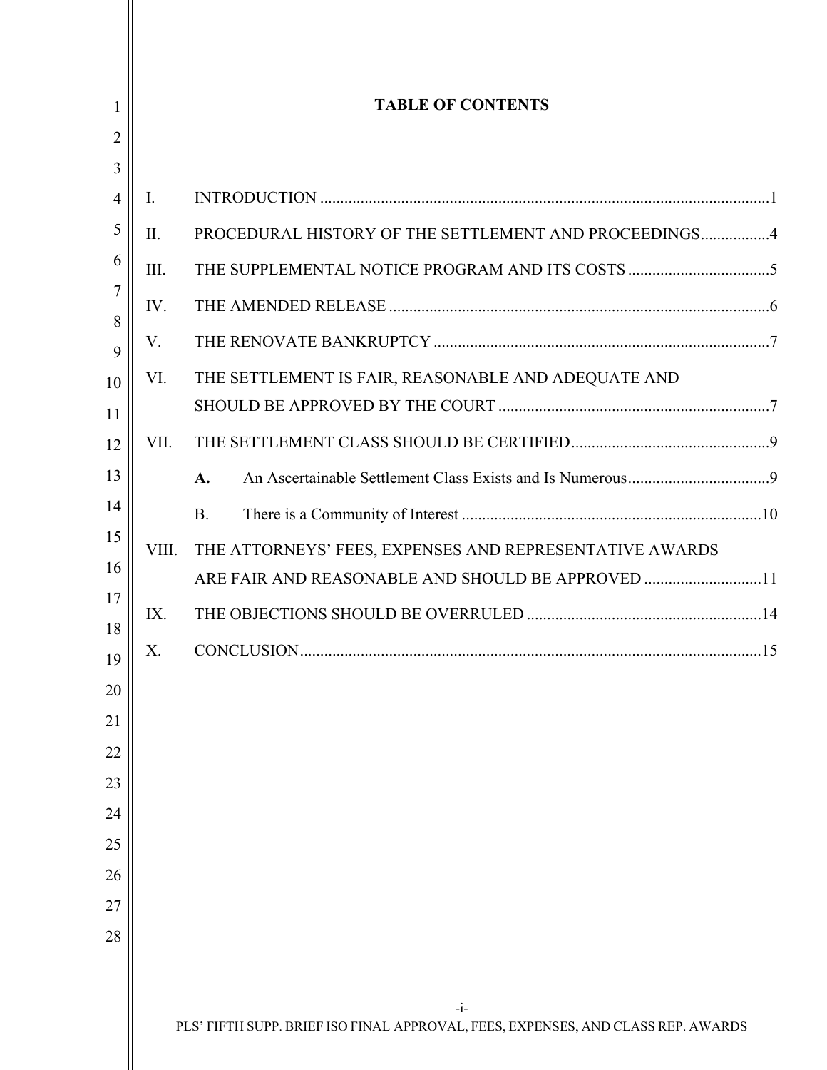# TABLE OF CONTENTS

I. INTRODUCTION ........................................................................................................1

II. PROCEDURAL HISTORY OF THE SETTLEMENT AND PROCEEDINGS.................4

III. THE SUPPLEMENTAL NOTICE PROGRAM AND ITS COSTS ...................................5

IV. THE AMENDED RELEASE .........................................................................................6

V. THE RENOVATE BANKRUPTCY ...............................................................................7

VI. THE SETTLEMENT IS FAIR, REASONABLE AND ADEQUATE AND SHOULD BE APPROVED BY THE COURT ...............................................................7

VII. THE SETTLEMENT CLASS SHOULD BE CERTIFIED...............................................9

- **A.** An Ascertainable Settlement Class Exists and Is Numerous...................................9
- B. There is a Community of Interest .........................................................................10

VIII. THE ATTORNEYS' FEES, EXPENSES AND REPRESENTATIVE AWARDS ARE FAIR AND REASONABLE AND SHOULD BE APPROVED .............................11

IX. THE OBJECTIONS SHOULD BE OVERRULED .........................................................14

X. CONCLUSION..............................................................................................................15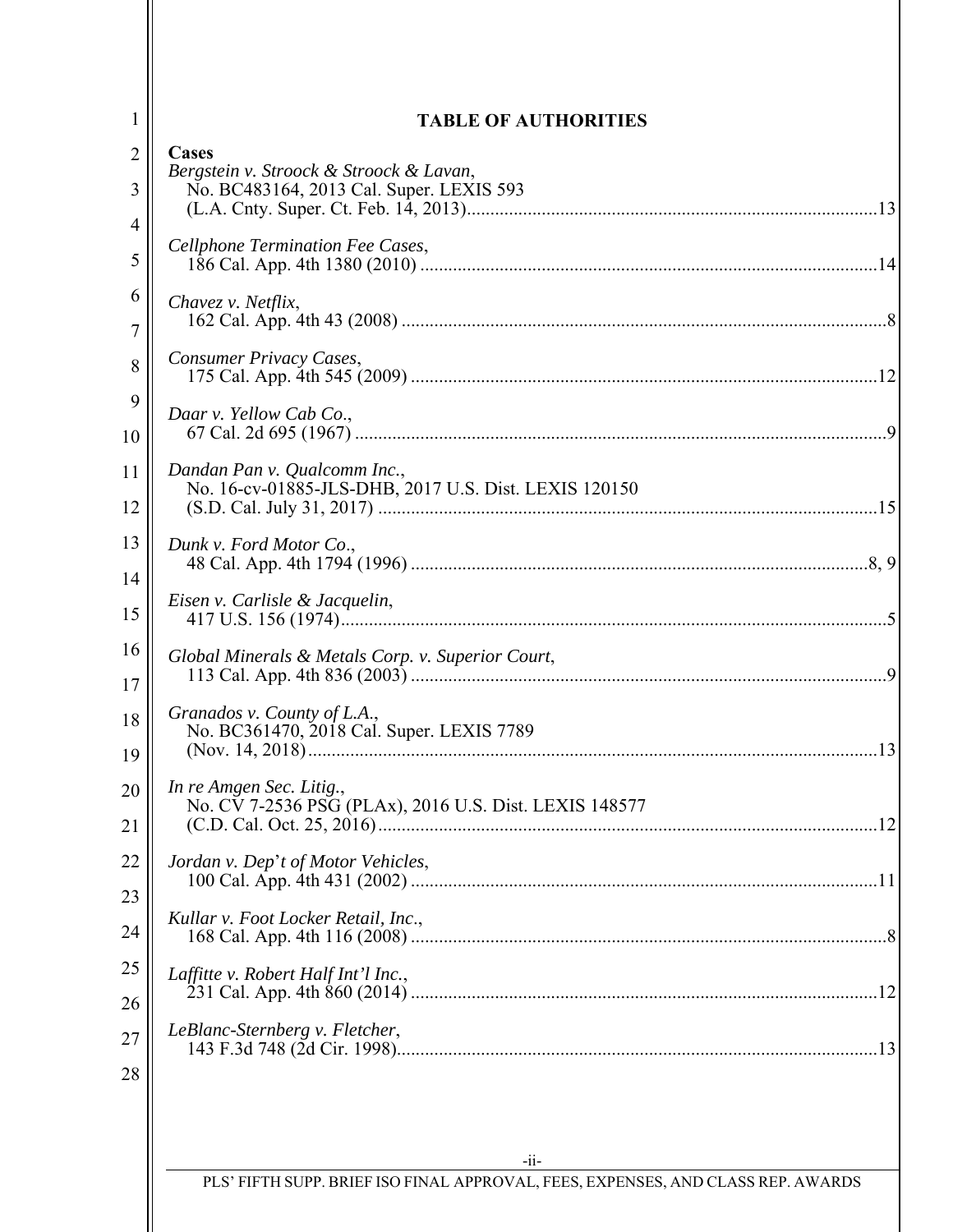## TABLE OF AUTHORITIES

**Cases**

*Bergstein v. Stroock & Stroock & Lavan*, No. BC483164, 2013 Cal. Super. LEXIS 593 (L.A. Cnty. Super. Ct. Feb. 14, 2013) ........ 13

*Cellphone Termination Fee Cases*, 186 Cal. App. 4th 1380 (2010) ........ 14

*Chavez v. Netflix*, 162 Cal. App. 4th 43 (2008) ........ 8

*Consumer Privacy Cases*, 175 Cal. App. 4th 545 (2009) ........ 12

*Daar v. Yellow Cab Co.*, 67 Cal. 2d 695 (1967) ........ 9

*Dandan Pan v. Qualcomm Inc.*, No. 16-cv-01885-JLS-DHB, 2017 U.S. Dist. LEXIS 120150 (S.D. Cal. July 31, 2017) ........ 15

*Dunk v. Ford Motor Co.*, 48 Cal. App. 4th 1794 (1996) ........ 8, 9

*Eisen v. Carlisle & Jacquelin*, 417 U.S. 156 (1974) ........ 5

*Global Minerals & Metals Corp. v. Superior Court*, 113 Cal. App. 4th 836 (2003) ........ 9

*Granados v. County of L.A.*, No. BC361470, 2018 Cal. Super. LEXIS 7789 (Nov. 14, 2018) ........ 13

*In re Amgen Sec. Litig.*, No. CV 7-2536 PSG (PLAx), 2016 U.S. Dist. LEXIS 148577 (C.D. Cal. Oct. 25, 2016) ........ 12

*Jordan v. Dep't of Motor Vehicles*, 100 Cal. App. 4th 431 (2002) ........ 11

*Kullar v. Foot Locker Retail, Inc.*, 168 Cal. App. 4th 116 (2008) ........ 8

*Laffitte v. Robert Half Int'l Inc.*, 231 Cal. App. 4th 860 (2014) ........ 12

*LeBlanc-Sternberg v. Fletcher*, 143 F.3d 748 (2d Cir. 1998) ........ 13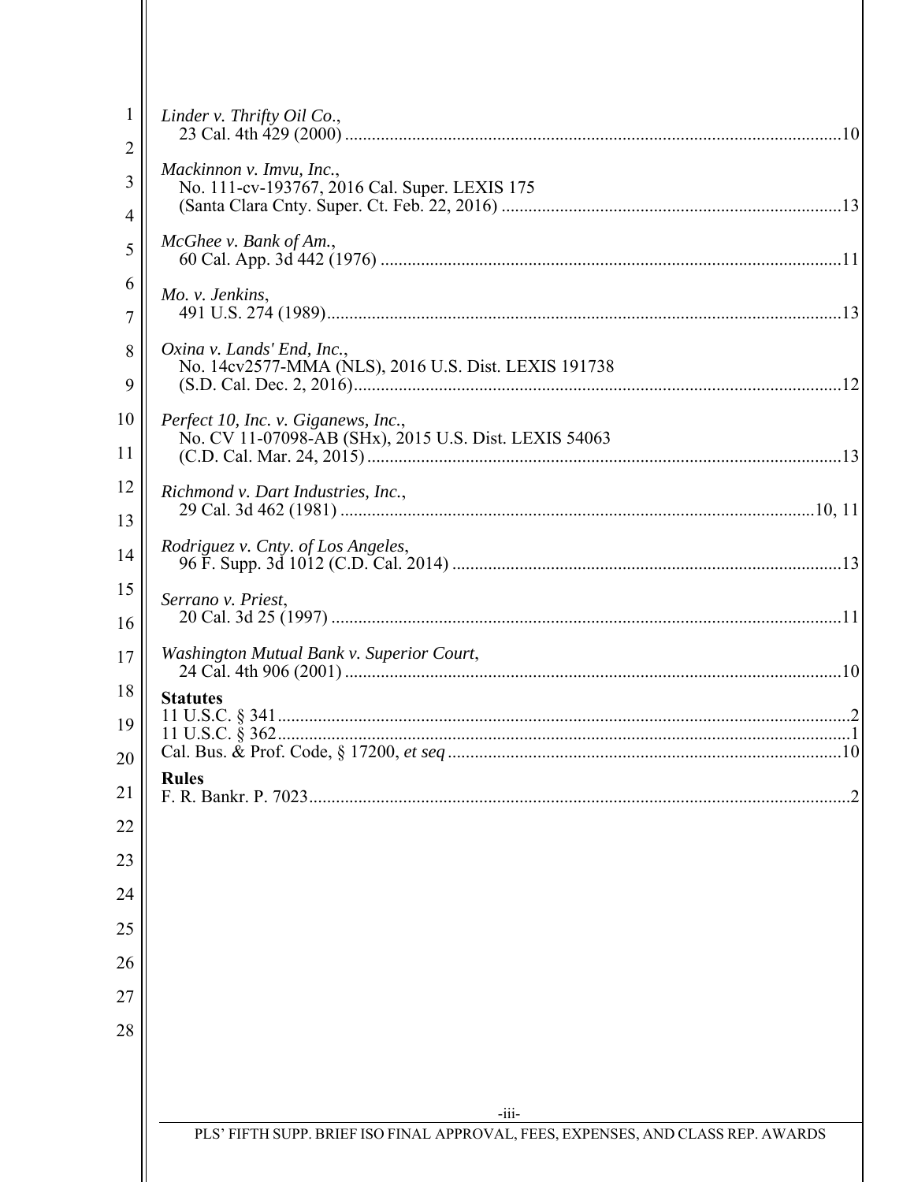*Linder v. Thrifty Oil Co.*,
23 Cal. 4th 429 (2000) .....10

*Mackinnon v. Imvu, Inc.*,
No. 111-cv-193767, 2016 Cal. Super. LEXIS 175
(Santa Clara Cnty. Super. Ct. Feb. 22, 2016) .....13

*McGhee v. Bank of Am.*,
60 Cal. App. 3d 442 (1976) .....11

*Mo. v. Jenkins*,
491 U.S. 274 (1989) .....13

*Oxina v. Lands' End, Inc.*,
No. 14cv2577-MMA (NLS), 2016 U.S. Dist. LEXIS 191738
(S.D. Cal. Dec. 2, 2016) .....12

*Perfect 10, Inc. v. Giganews, Inc.*,
No. CV 11-07098-AB (SHx), 2015 U.S. Dist. LEXIS 54063
(C.D. Cal. Mar. 24, 2015) .....13

*Richmond v. Dart Industries, Inc.*,
29 Cal. 3d 462 (1981) .....10, 11

*Rodriguez v. Cnty. of Los Angeles*,
96 F. Supp. 3d 1012 (C.D. Cal. 2014) .....13

*Serrano v. Priest*,
20 Cal. 3d 25 (1997) .....11

*Washington Mutual Bank v. Superior Court*,
24 Cal. 4th 906 (2001) .....10

**Statutes**

11 U.S.C. § 341 .....2
11 U.S.C. § 362 .....1
Cal. Bus. & Prof. Code, § 17200, *et seq* .....10

**Rules**

F. R. Bankr. P. 7023 .....2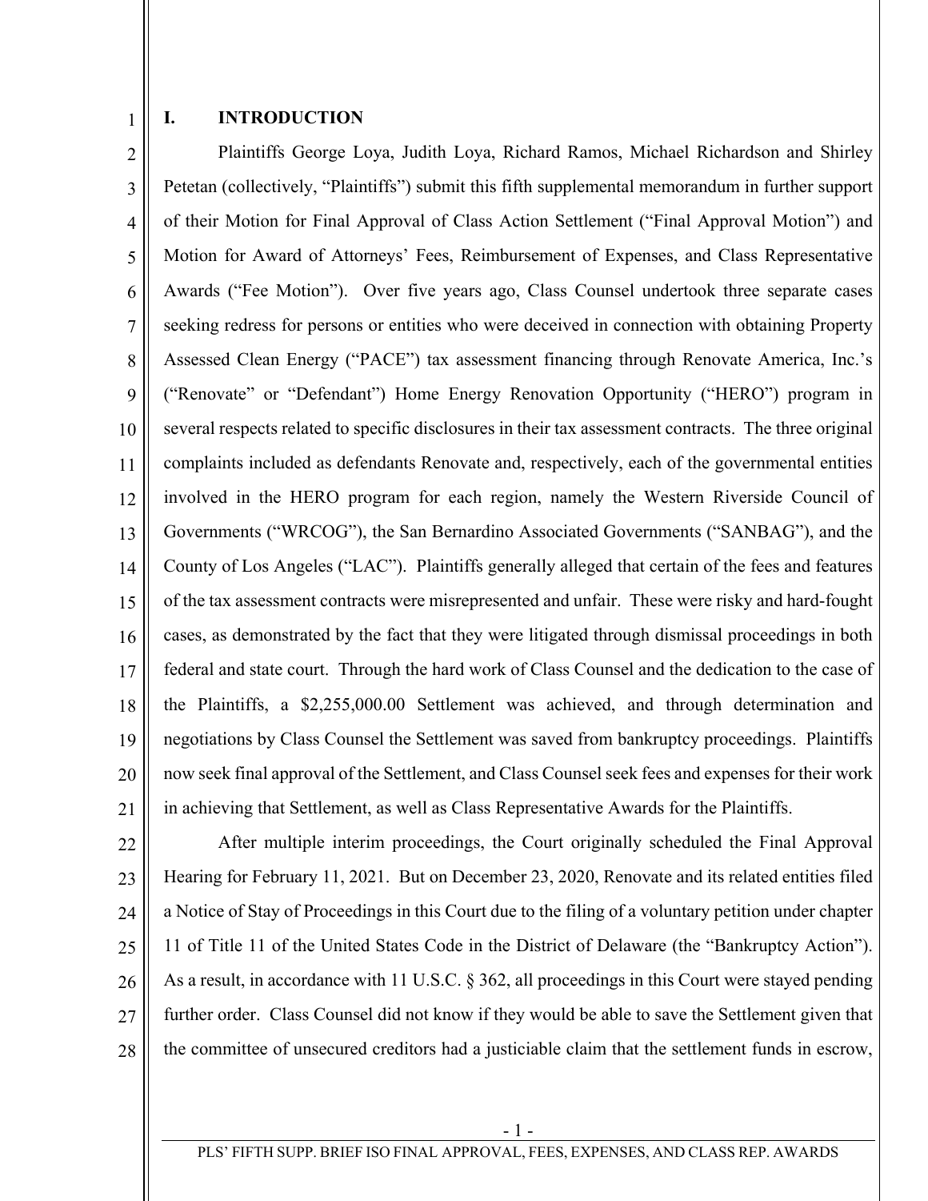## I. INTRODUCTION

Plaintiffs George Loya, Judith Loya, Richard Ramos, Michael Richardson and Shirley Petetan (collectively, "Plaintiffs") submit this fifth supplemental memorandum in further support of their Motion for Final Approval of Class Action Settlement ("Final Approval Motion") and Motion for Award of Attorneys' Fees, Reimbursement of Expenses, and Class Representative Awards ("Fee Motion"). Over five years ago, Class Counsel undertook three separate cases seeking redress for persons or entities who were deceived in connection with obtaining Property Assessed Clean Energy ("PACE") tax assessment financing through Renovate America, Inc.'s ("Renovate" or "Defendant") Home Energy Renovation Opportunity ("HERO") program in several respects related to specific disclosures in their tax assessment contracts. The three original complaints included as defendants Renovate and, respectively, each of the governmental entities involved in the HERO program for each region, namely the Western Riverside Council of Governments ("WRCOG"), the San Bernardino Associated Governments ("SANBAG"), and the County of Los Angeles ("LAC"). Plaintiffs generally alleged that certain of the fees and features of the tax assessment contracts were misrepresented and unfair. These were risky and hard-fought cases, as demonstrated by the fact that they were litigated through dismissal proceedings in both federal and state court. Through the hard work of Class Counsel and the dedication to the case of the Plaintiffs, a $2,255,000.00 Settlement was achieved, and through determination and negotiations by Class Counsel the Settlement was saved from bankruptcy proceedings. Plaintiffs now seek final approval of the Settlement, and Class Counsel seek fees and expenses for their work in achieving that Settlement, as well as Class Representative Awards for the Plaintiffs.

After multiple interim proceedings, the Court originally scheduled the Final Approval Hearing for February 11, 2021. But on December 23, 2020, Renovate and its related entities filed a Notice of Stay of Proceedings in this Court due to the filing of a voluntary petition under chapter 11 of Title 11 of the United States Code in the District of Delaware (the "Bankruptcy Action"). As a result, in accordance with 11 U.S.C. § 362, all proceedings in this Court were stayed pending further order. Class Counsel did not know if they would be able to save the Settlement given that the committee of unsecured creditors had a justiciable claim that the settlement funds in escrow,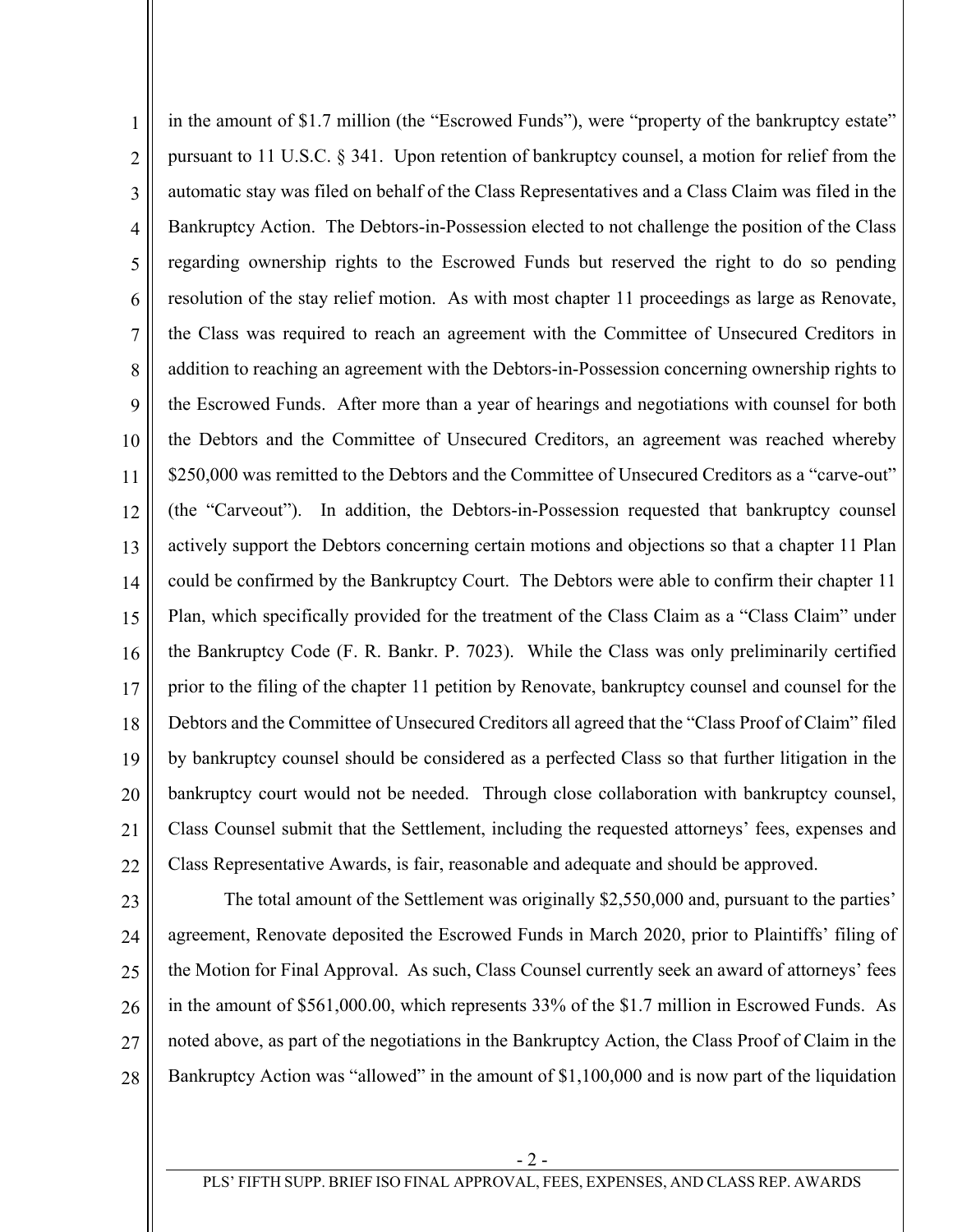in the amount of $1.7 million (the "Escrowed Funds"), were "property of the bankruptcy estate" pursuant to 11 U.S.C. § 341. Upon retention of bankruptcy counsel, a motion for relief from the automatic stay was filed on behalf of the Class Representatives and a Class Claim was filed in the Bankruptcy Action. The Debtors-in-Possession elected to not challenge the position of the Class regarding ownership rights to the Escrowed Funds but reserved the right to do so pending resolution of the stay relief motion. As with most chapter 11 proceedings as large as Renovate, the Class was required to reach an agreement with the Committee of Unsecured Creditors in addition to reaching an agreement with the Debtors-in-Possession concerning ownership rights to the Escrowed Funds. After more than a year of hearings and negotiations with counsel for both the Debtors and the Committee of Unsecured Creditors, an agreement was reached whereby $250,000 was remitted to the Debtors and the Committee of Unsecured Creditors as a "carve-out" (the "Carveout"). In addition, the Debtors-in-Possession requested that bankruptcy counsel actively support the Debtors concerning certain motions and objections so that a chapter 11 Plan could be confirmed by the Bankruptcy Court. The Debtors were able to confirm their chapter 11 Plan, which specifically provided for the treatment of the Class Claim as a "Class Claim" under the Bankruptcy Code (F. R. Bankr. P. 7023). While the Class was only preliminarily certified prior to the filing of the chapter 11 petition by Renovate, bankruptcy counsel and counsel for the Debtors and the Committee of Unsecured Creditors all agreed that the "Class Proof of Claim" filed by bankruptcy counsel should be considered as a perfected Class so that further litigation in the bankruptcy court would not be needed. Through close collaboration with bankruptcy counsel, Class Counsel submit that the Settlement, including the requested attorneys' fees, expenses and Class Representative Awards, is fair, reasonable and adequate and should be approved.

The total amount of the Settlement was originally $2,550,000 and, pursuant to the parties' agreement, Renovate deposited the Escrowed Funds in March 2020, prior to Plaintiffs' filing of the Motion for Final Approval. As such, Class Counsel currently seek an award of attorneys' fees in the amount of $561,000.00, which represents 33% of the $1.7 million in Escrowed Funds. As noted above, as part of the negotiations in the Bankruptcy Action, the Class Proof of Claim in the Bankruptcy Action was "allowed" in the amount of $1,100,000 and is now part of the liquidation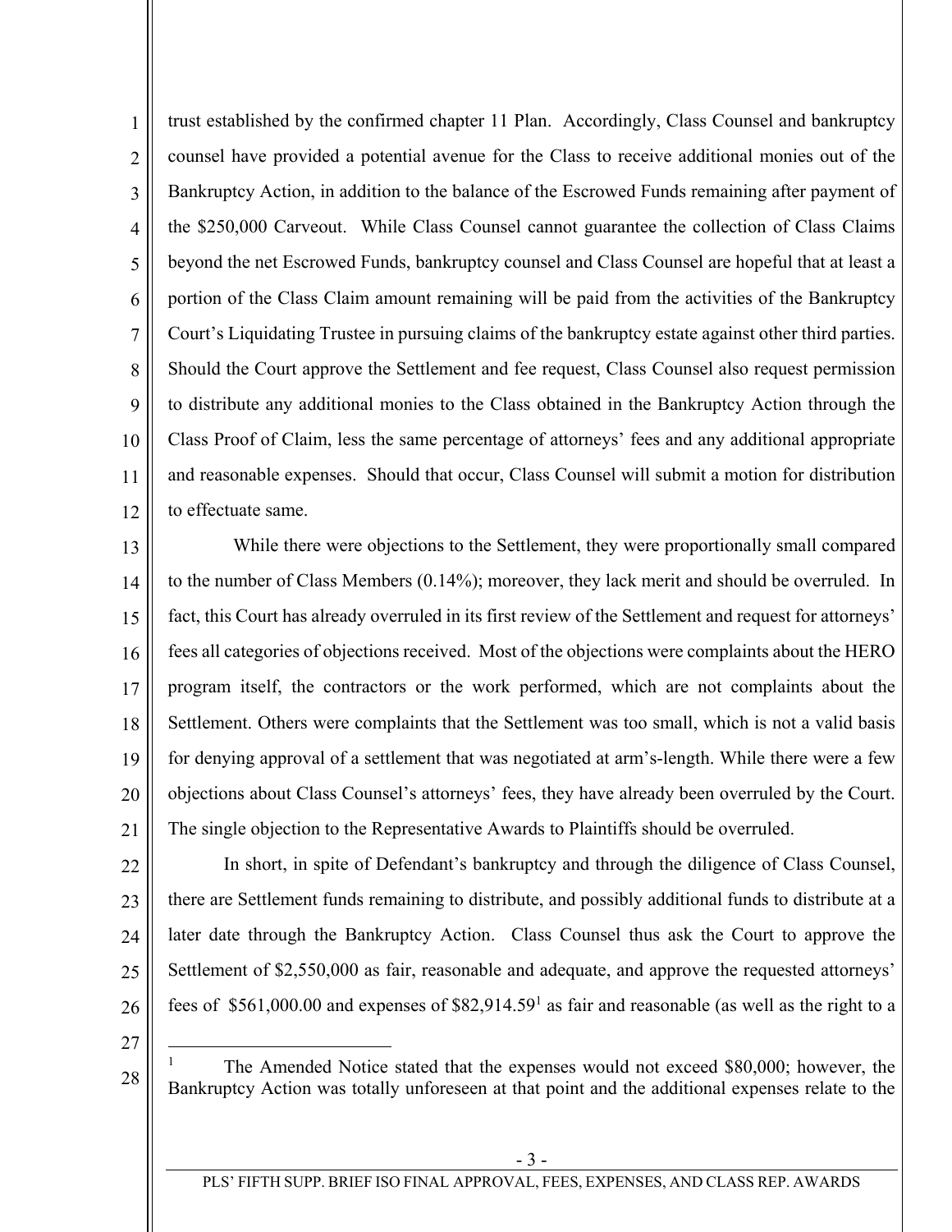trust established by the confirmed chapter 11 Plan. Accordingly, Class Counsel and bankruptcy counsel have provided a potential avenue for the Class to receive additional monies out of the Bankruptcy Action, in addition to the balance of the Escrowed Funds remaining after payment of the $250,000 Carveout. While Class Counsel cannot guarantee the collection of Class Claims beyond the net Escrowed Funds, bankruptcy counsel and Class Counsel are hopeful that at least a portion of the Class Claim amount remaining will be paid from the activities of the Bankruptcy Court's Liquidating Trustee in pursuing claims of the bankruptcy estate against other third parties. Should the Court approve the Settlement and fee request, Class Counsel also request permission to distribute any additional monies to the Class obtained in the Bankruptcy Action through the Class Proof of Claim, less the same percentage of attorneys' fees and any additional appropriate and reasonable expenses. Should that occur, Class Counsel will submit a motion for distribution to effectuate same.

While there were objections to the Settlement, they were proportionally small compared to the number of Class Members (0.14%); moreover, they lack merit and should be overruled. In fact, this Court has already overruled in its first review of the Settlement and request for attorneys' fees all categories of objections received. Most of the objections were complaints about the HERO program itself, the contractors or the work performed, which are not complaints about the Settlement. Others were complaints that the Settlement was too small, which is not a valid basis for denying approval of a settlement that was negotiated at arm's-length. While there were a few objections about Class Counsel's attorneys' fees, they have already been overruled by the Court. The single objection to the Representative Awards to Plaintiffs should be overruled.

In short, in spite of Defendant's bankruptcy and through the diligence of Class Counsel, there are Settlement funds remaining to distribute, and possibly additional funds to distribute at a later date through the Bankruptcy Action. Class Counsel thus ask the Court to approve the Settlement of $2,550,000 as fair, reasonable and adequate, and approve the requested attorneys' fees of $561,000.00 and expenses of $82,914.59[1] as fair and reasonable (as well as the right to a

---

[1] The Amended Notice stated that the expenses would not exceed $80,000; however, the Bankruptcy Action was totally unforeseen at that point and the additional expenses relate to the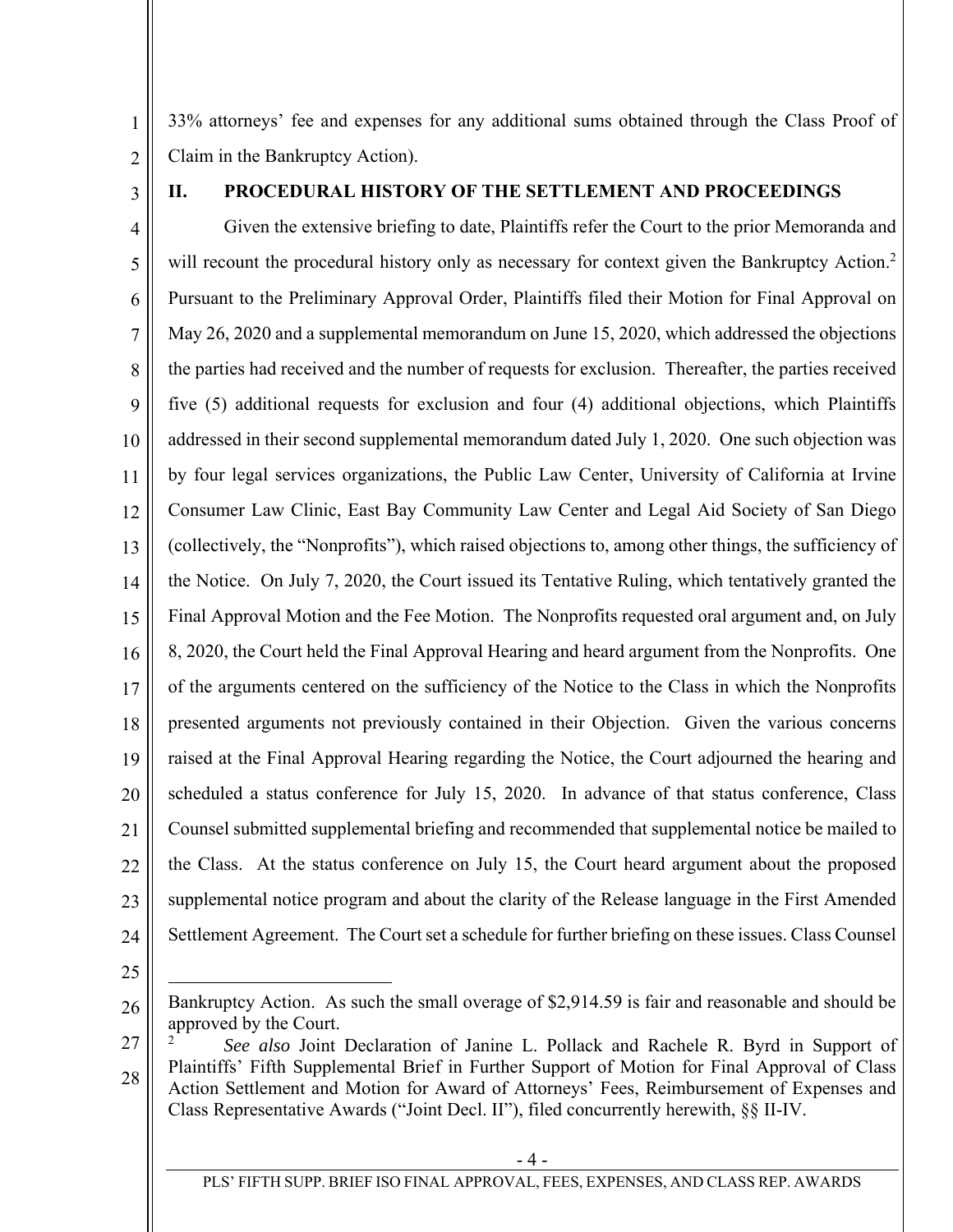33% attorneys' fee and expenses for any additional sums obtained through the Class Proof of Claim in the Bankruptcy Action).

## II. PROCEDURAL HISTORY OF THE SETTLEMENT AND PROCEEDINGS

Given the extensive briefing to date, Plaintiffs refer the Court to the prior Memoranda and will recount the procedural history only as necessary for context given the Bankruptcy Action.[2] Pursuant to the Preliminary Approval Order, Plaintiffs filed their Motion for Final Approval on May 26, 2020 and a supplemental memorandum on June 15, 2020, which addressed the objections the parties had received and the number of requests for exclusion. Thereafter, the parties received five (5) additional requests for exclusion and four (4) additional objections, which Plaintiffs addressed in their second supplemental memorandum dated July 1, 2020. One such objection was by four legal services organizations, the Public Law Center, University of California at Irvine Consumer Law Clinic, East Bay Community Law Center and Legal Aid Society of San Diego (collectively, the "Nonprofits"), which raised objections to, among other things, the sufficiency of the Notice. On July 7, 2020, the Court issued its Tentative Ruling, which tentatively granted the Final Approval Motion and the Fee Motion. The Nonprofits requested oral argument and, on July 8, 2020, the Court held the Final Approval Hearing and heard argument from the Nonprofits. One of the arguments centered on the sufficiency of the Notice to the Class in which the Nonprofits presented arguments not previously contained in their Objection. Given the various concerns raised at the Final Approval Hearing regarding the Notice, the Court adjourned the hearing and scheduled a status conference for July 15, 2020. In advance of that status conference, Class Counsel submitted supplemental briefing and recommended that supplemental notice be mailed to the Class. At the status conference on July 15, the Court heard argument about the proposed supplemental notice program and about the clarity of the Release language in the First Amended Settlement Agreement. The Court set a schedule for further briefing on these issues. Class Counsel

---

Bankruptcy Action. As such the small overage of $2,914.59 is fair and reasonable and should be approved by the Court.

[2] *See also* Joint Declaration of Janine L. Pollack and Rachele R. Byrd in Support of Plaintiffs' Fifth Supplemental Brief in Further Support of Motion for Final Approval of Class Action Settlement and Motion for Award of Attorneys' Fees, Reimbursement of Expenses and Class Representative Awards ("Joint Decl. II"), filed concurrently herewith, §§ II-IV.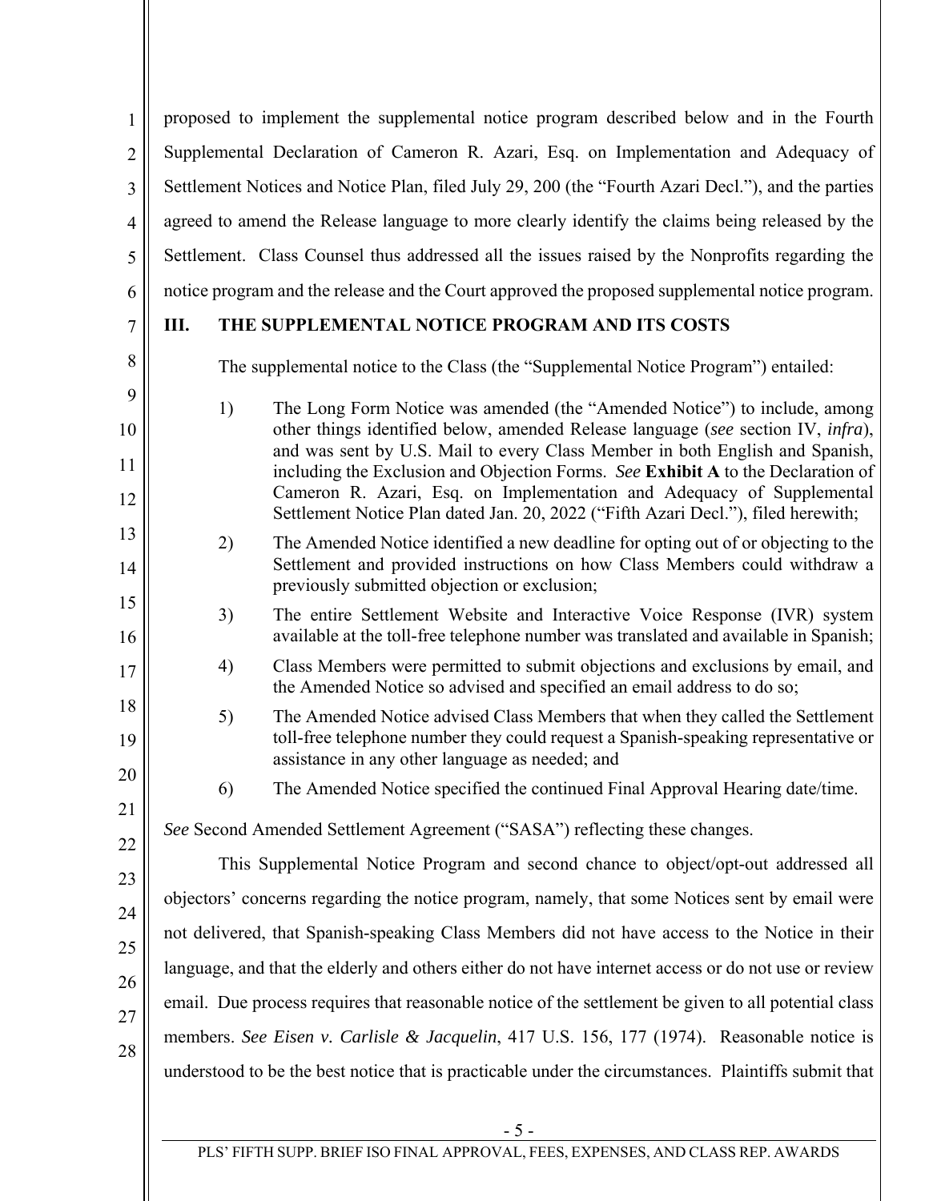proposed to implement the supplemental notice program described below and in the Fourth Supplemental Declaration of Cameron R. Azari, Esq. on Implementation and Adequacy of Settlement Notices and Notice Plan, filed July 29, 200 (the "Fourth Azari Decl."), and the parties agreed to amend the Release language to more clearly identify the claims being released by the Settlement. Class Counsel thus addressed all the issues raised by the Nonprofits regarding the notice program and the release and the Court approved the proposed supplemental notice program.

## III. THE SUPPLEMENTAL NOTICE PROGRAM AND ITS COSTS

The supplemental notice to the Class (the "Supplemental Notice Program") entailed:

1) The Long Form Notice was amended (the "Amended Notice") to include, among other things identified below, amended Release language (*see* section IV, *infra*), and was sent by U.S. Mail to every Class Member in both English and Spanish, including the Exclusion and Objection Forms. *See* **Exhibit A** to the Declaration of Cameron R. Azari, Esq. on Implementation and Adequacy of Supplemental Settlement Notice Plan dated Jan. 20, 2022 ("Fifth Azari Decl."), filed herewith;

2) The Amended Notice identified a new deadline for opting out of or objecting to the Settlement and provided instructions on how Class Members could withdraw a previously submitted objection or exclusion;

3) The entire Settlement Website and Interactive Voice Response (IVR) system available at the toll-free telephone number was translated and available in Spanish;

4) Class Members were permitted to submit objections and exclusions by email, and the Amended Notice so advised and specified an email address to do so;

5) The Amended Notice advised Class Members that when they called the Settlement toll-free telephone number they could request a Spanish-speaking representative or assistance in any other language as needed; and

6) The Amended Notice specified the continued Final Approval Hearing date/time.

*See* Second Amended Settlement Agreement ("SASA") reflecting these changes.

This Supplemental Notice Program and second chance to object/opt-out addressed all objectors' concerns regarding the notice program, namely, that some Notices sent by email were not delivered, that Spanish-speaking Class Members did not have access to the Notice in their language, and that the elderly and others either do not have internet access or do not use or review email. Due process requires that reasonable notice of the settlement be given to all potential class members. *See Eisen v. Carlisle & Jacquelin*, 417 U.S. 156, 177 (1974). Reasonable notice is understood to be the best notice that is practicable under the circumstances. Plaintiffs submit that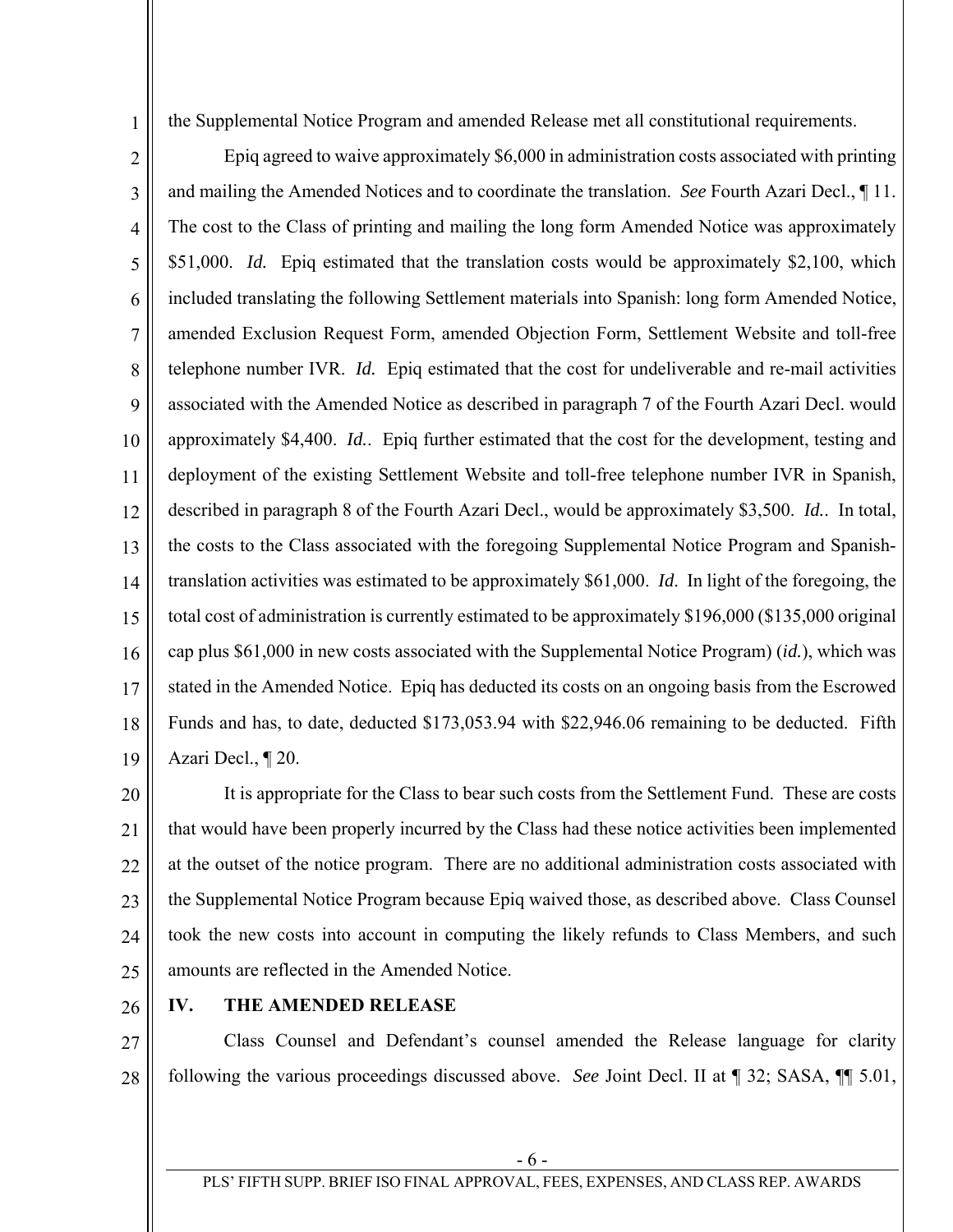the Supplemental Notice Program and amended Release met all constitutional requirements.

Epiq agreed to waive approximately $6,000 in administration costs associated with printing and mailing the Amended Notices and to coordinate the translation. *See* Fourth Azari Decl., ¶ 11. The cost to the Class of printing and mailing the long form Amended Notice was approximately $51,000. *Id.* Epiq estimated that the translation costs would be approximately $2,100, which included translating the following Settlement materials into Spanish: long form Amended Notice, amended Exclusion Request Form, amended Objection Form, Settlement Website and toll-free telephone number IVR. *Id.* Epiq estimated that the cost for undeliverable and re-mail activities associated with the Amended Notice as described in paragraph 7 of the Fourth Azari Decl. would approximately $4,400. *Id.*. Epiq further estimated that the cost for the development, testing and deployment of the existing Settlement Website and toll-free telephone number IVR in Spanish, described in paragraph 8 of the Fourth Azari Decl., would be approximately $3,500. *Id.*. In total, the costs to the Class associated with the foregoing Supplemental Notice Program and Spanish-translation activities was estimated to be approximately $61,000. *Id*. In light of the foregoing, the total cost of administration is currently estimated to be approximately $196,000 ($135,000 original cap plus $61,000 in new costs associated with the Supplemental Notice Program) (*id.*), which was stated in the Amended Notice. Epiq has deducted its costs on an ongoing basis from the Escrowed Funds and has, to date, deducted $173,053.94 with $22,946.06 remaining to be deducted. Fifth Azari Decl., ¶ 20.

It is appropriate for the Class to bear such costs from the Settlement Fund. These are costs that would have been properly incurred by the Class had these notice activities been implemented at the outset of the notice program. There are no additional administration costs associated with the Supplemental Notice Program because Epiq waived those, as described above. Class Counsel took the new costs into account in computing the likely refunds to Class Members, and such amounts are reflected in the Amended Notice.

## IV. THE AMENDED RELEASE

Class Counsel and Defendant's counsel amended the Release language for clarity following the various proceedings discussed above. *See* Joint Decl. II at ¶ 32; SASA, ¶¶ 5.01,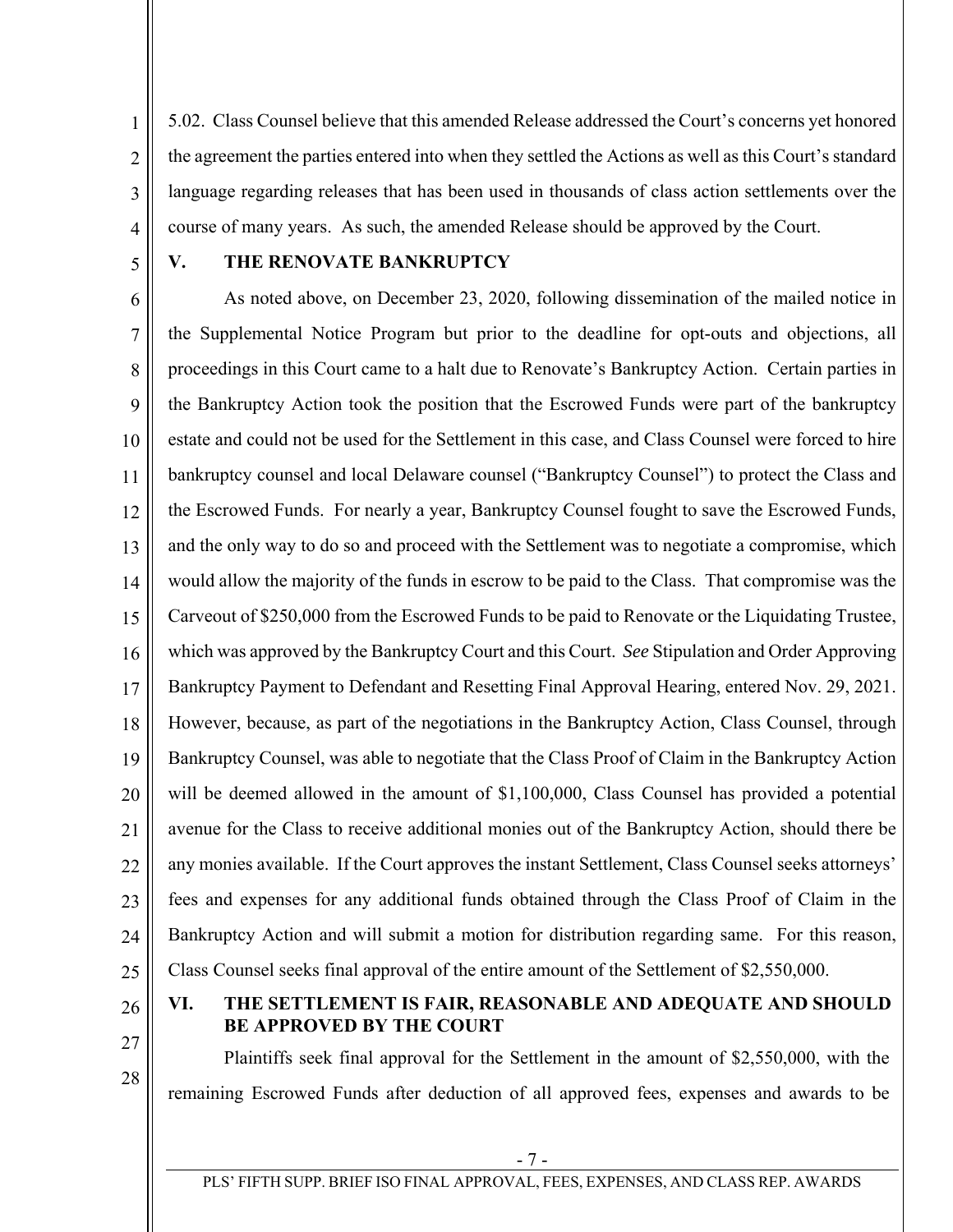5.02. Class Counsel believe that this amended Release addressed the Court's concerns yet honored the agreement the parties entered into when they settled the Actions as well as this Court's standard language regarding releases that has been used in thousands of class action settlements over the course of many years. As such, the amended Release should be approved by the Court.

## V. THE RENOVATE BANKRUPTCY

As noted above, on December 23, 2020, following dissemination of the mailed notice in the Supplemental Notice Program but prior to the deadline for opt-outs and objections, all proceedings in this Court came to a halt due to Renovate's Bankruptcy Action. Certain parties in the Bankruptcy Action took the position that the Escrowed Funds were part of the bankruptcy estate and could not be used for the Settlement in this case, and Class Counsel were forced to hire bankruptcy counsel and local Delaware counsel ("Bankruptcy Counsel") to protect the Class and the Escrowed Funds. For nearly a year, Bankruptcy Counsel fought to save the Escrowed Funds, and the only way to do so and proceed with the Settlement was to negotiate a compromise, which would allow the majority of the funds in escrow to be paid to the Class. That compromise was the Carveout of $250,000 from the Escrowed Funds to be paid to Renovate or the Liquidating Trustee, which was approved by the Bankruptcy Court and this Court. *See* Stipulation and Order Approving Bankruptcy Payment to Defendant and Resetting Final Approval Hearing, entered Nov. 29, 2021. However, because, as part of the negotiations in the Bankruptcy Action, Class Counsel, through Bankruptcy Counsel, was able to negotiate that the Class Proof of Claim in the Bankruptcy Action will be deemed allowed in the amount of $1,100,000, Class Counsel has provided a potential avenue for the Class to receive additional monies out of the Bankruptcy Action, should there be any monies available. If the Court approves the instant Settlement, Class Counsel seeks attorneys' fees and expenses for any additional funds obtained through the Class Proof of Claim in the Bankruptcy Action and will submit a motion for distribution regarding same. For this reason, Class Counsel seeks final approval of the entire amount of the Settlement of $2,550,000.

## VI. THE SETTLEMENT IS FAIR, REASONABLE AND ADEQUATE AND SHOULD BE APPROVED BY THE COURT

Plaintiffs seek final approval for the Settlement in the amount of $2,550,000, with the remaining Escrowed Funds after deduction of all approved fees, expenses and awards to be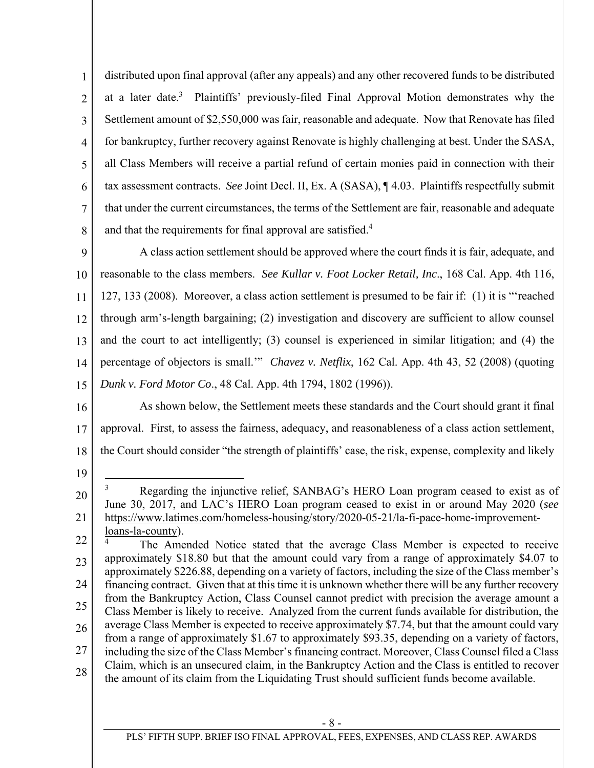distributed upon final approval (after any appeals) and any other recovered funds to be distributed at a later date.[3] Plaintiffs' previously-filed Final Approval Motion demonstrates why the Settlement amount of $2,550,000 was fair, reasonable and adequate. Now that Renovate has filed for bankruptcy, further recovery against Renovate is highly challenging at best. Under the SASA, all Class Members will receive a partial refund of certain monies paid in connection with their tax assessment contracts. *See* Joint Decl. II, Ex. A (SASA), ¶ 4.03. Plaintiffs respectfully submit that under the current circumstances, the terms of the Settlement are fair, reasonable and adequate and that the requirements for final approval are satisfied.[4]

A class action settlement should be approved where the court finds it is fair, adequate, and reasonable to the class members. *See Kullar v. Foot Locker Retail, Inc*., 168 Cal. App. 4th 116, 127, 133 (2008). Moreover, a class action settlement is presumed to be fair if: (1) it is "'reached through arm's-length bargaining; (2) investigation and discovery are sufficient to allow counsel and the court to act intelligently; (3) counsel is experienced in similar litigation; and (4) the percentage of objectors is small.'" *Chavez v. Netflix*, 162 Cal. App. 4th 43, 52 (2008) (quoting *Dunk v. Ford Motor Co*., 48 Cal. App. 4th 1794, 1802 (1996)).

As shown below, the Settlement meets these standards and the Court should grant it final approval. First, to assess the fairness, adequacy, and reasonableness of a class action settlement, the Court should consider "the strength of plaintiffs' case, the risk, expense, complexity and likely

---

[3] Regarding the injunctive relief, SANBAG's HERO Loan program ceased to exist as of June 30, 2017, and LAC's HERO Loan program ceased to exist in or around May 2020 (*see* https://www.latimes.com/homeless-housing/story/2020-05-21/la-fi-pace-home-improvement-loans-la-county).

[4] The Amended Notice stated that the average Class Member is expected to receive approximately $18.80 but that the amount could vary from a range of approximately $4.07 to approximately $226.88, depending on a variety of factors, including the size of the Class member's financing contract. Given that at this time it is unknown whether there will be any further recovery from the Bankruptcy Action, Class Counsel cannot predict with precision the average amount a Class Member is likely to receive. Analyzed from the current funds available for distribution, the average Class Member is expected to receive approximately $7.74, but that the amount could vary from a range of approximately $1.67 to approximately $93.35, depending on a variety of factors, including the size of the Class Member's financing contract. Moreover, Class Counsel filed a Class Claim, which is an unsecured claim, in the Bankruptcy Action and the Class is entitled to recover the amount of its claim from the Liquidating Trust should sufficient funds become available.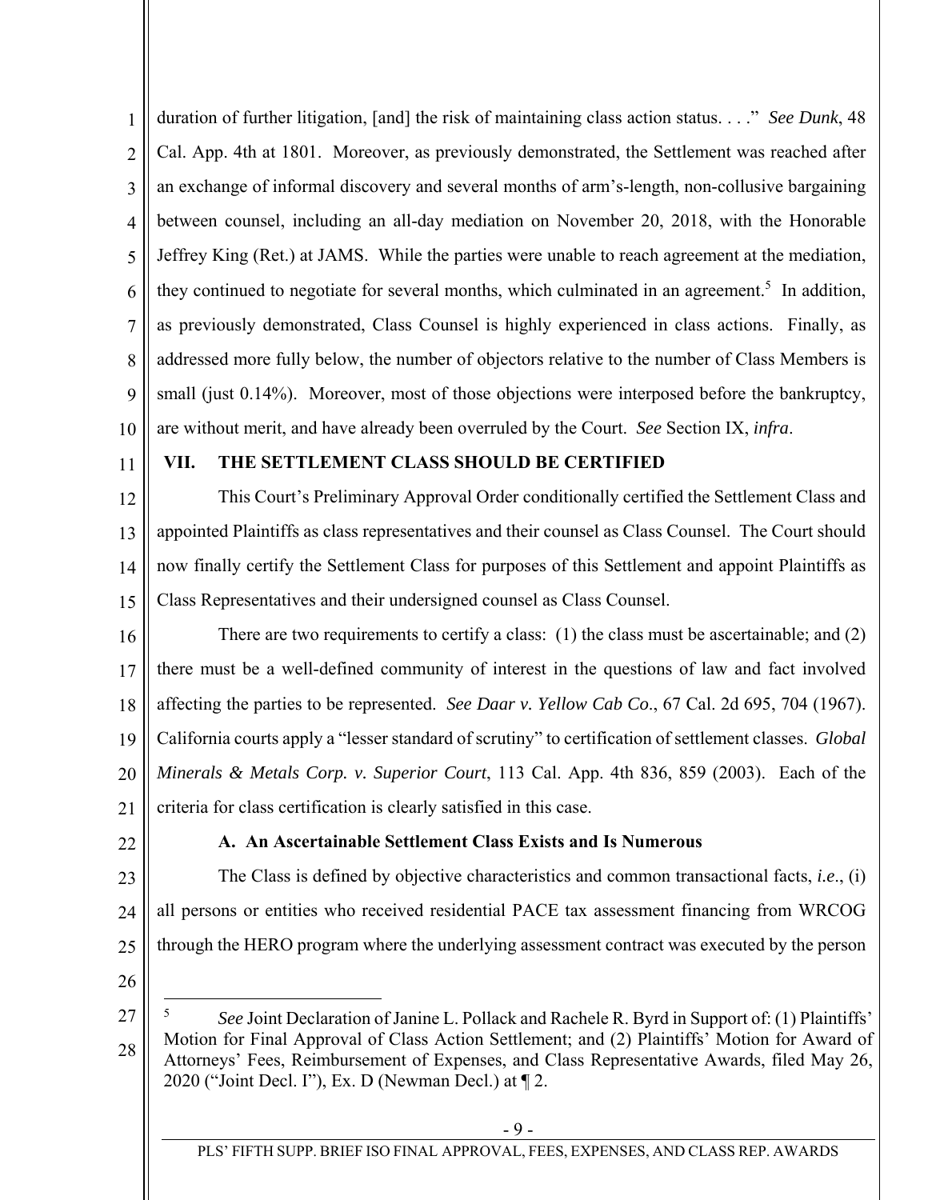duration of further litigation, [and] the risk of maintaining class action status. . . ." *See Dunk*, 48 Cal. App. 4th at 1801. Moreover, as previously demonstrated, the Settlement was reached after an exchange of informal discovery and several months of arm's-length, non-collusive bargaining between counsel, including an all-day mediation on November 20, 2018, with the Honorable Jeffrey King (Ret.) at JAMS. While the parties were unable to reach agreement at the mediation, they continued to negotiate for several months, which culminated in an agreement.[5] In addition, as previously demonstrated, Class Counsel is highly experienced in class actions. Finally, as addressed more fully below, the number of objectors relative to the number of Class Members is small (just 0.14%). Moreover, most of those objections were interposed before the bankruptcy, are without merit, and have already been overruled by the Court. *See* Section IX, *infra*.

## VII. THE SETTLEMENT CLASS SHOULD BE CERTIFIED

This Court's Preliminary Approval Order conditionally certified the Settlement Class and appointed Plaintiffs as class representatives and their counsel as Class Counsel. The Court should now finally certify the Settlement Class for purposes of this Settlement and appoint Plaintiffs as Class Representatives and their undersigned counsel as Class Counsel.

There are two requirements to certify a class: (1) the class must be ascertainable; and (2) there must be a well-defined community of interest in the questions of law and fact involved affecting the parties to be represented. *See Daar v. Yellow Cab Co*., 67 Cal. 2d 695, 704 (1967). California courts apply a "lesser standard of scrutiny" to certification of settlement classes. *Global Minerals & Metals Corp. v. Superior Court*, 113 Cal. App. 4th 836, 859 (2003). Each of the criteria for class certification is clearly satisfied in this case.

### A. An Ascertainable Settlement Class Exists and Is Numerous

The Class is defined by objective characteristics and common transactional facts, *i.e*., (i) all persons or entities who received residential PACE tax assessment financing from WRCOG through the HERO program where the underlying assessment contract was executed by the person

---

[5] *See* Joint Declaration of Janine L. Pollack and Rachele R. Byrd in Support of: (1) Plaintiffs' Motion for Final Approval of Class Action Settlement; and (2) Plaintiffs' Motion for Award of Attorneys' Fees, Reimbursement of Expenses, and Class Representative Awards, filed May 26, 2020 ("Joint Decl. I"), Ex. D (Newman Decl.) at ¶ 2.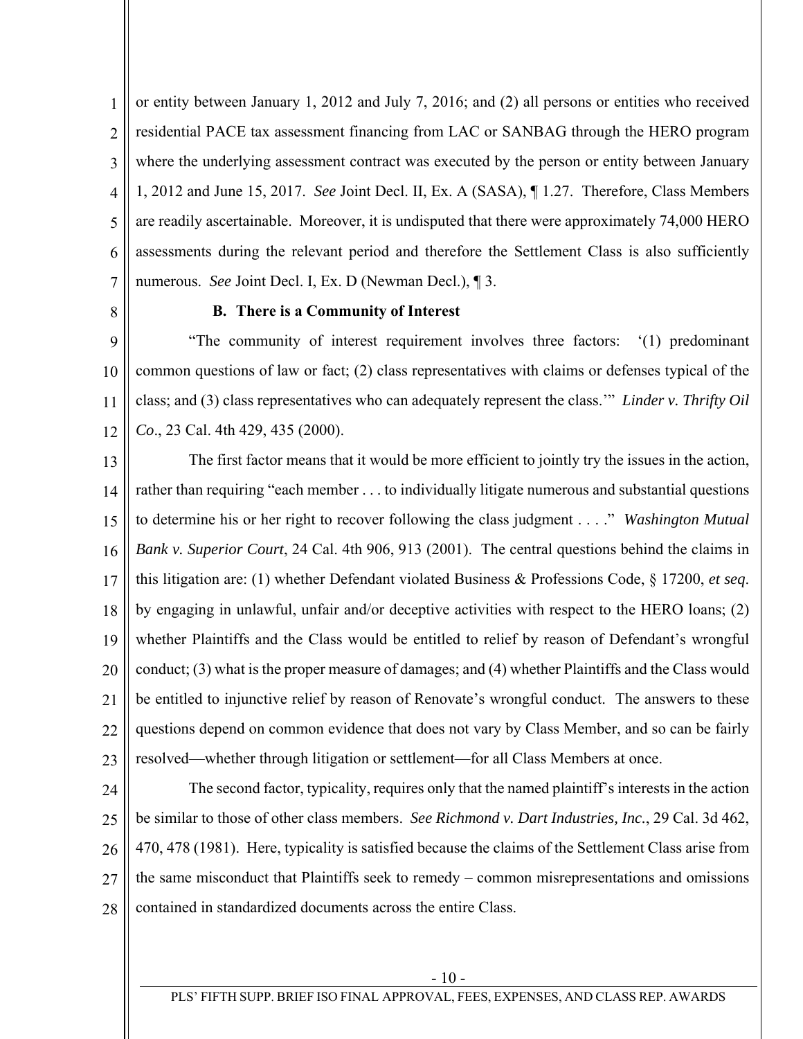or entity between January 1, 2012 and July 7, 2016; and (2) all persons or entities who received residential PACE tax assessment financing from LAC or SANBAG through the HERO program where the underlying assessment contract was executed by the person or entity between January 1, 2012 and June 15, 2017. *See* Joint Decl. II, Ex. A (SASA), ¶ 1.27. Therefore, Class Members are readily ascertainable. Moreover, it is undisputed that there were approximately 74,000 HERO assessments during the relevant period and therefore the Settlement Class is also sufficiently numerous. *See* Joint Decl. I, Ex. D (Newman Decl.), ¶ 3.

**B. There is a Community of Interest**

"The community of interest requirement involves three factors: '(1) predominant common questions of law or fact; (2) class representatives with claims or defenses typical of the class; and (3) class representatives who can adequately represent the class.'" *Linder v. Thrifty Oil Co*., 23 Cal. 4th 429, 435 (2000).

The first factor means that it would be more efficient to jointly try the issues in the action, rather than requiring "each member . . . to individually litigate numerous and substantial questions to determine his or her right to recover following the class judgment . . . ." *Washington Mutual Bank v. Superior Court*, 24 Cal. 4th 906, 913 (2001). The central questions behind the claims in this litigation are: (1) whether Defendant violated Business & Professions Code, § 17200, *et seq*. by engaging in unlawful, unfair and/or deceptive activities with respect to the HERO loans; (2) whether Plaintiffs and the Class would be entitled to relief by reason of Defendant's wrongful conduct; (3) what is the proper measure of damages; and (4) whether Plaintiffs and the Class would be entitled to injunctive relief by reason of Renovate's wrongful conduct. The answers to these questions depend on common evidence that does not vary by Class Member, and so can be fairly resolved—whether through litigation or settlement—for all Class Members at once.

The second factor, typicality, requires only that the named plaintiff's interests in the action be similar to those of other class members. *See Richmond v. Dart Industries, Inc.*, 29 Cal. 3d 462, 470, 478 (1981). Here, typicality is satisfied because the claims of the Settlement Class arise from the same misconduct that Plaintiffs seek to remedy – common misrepresentations and omissions contained in standardized documents across the entire Class.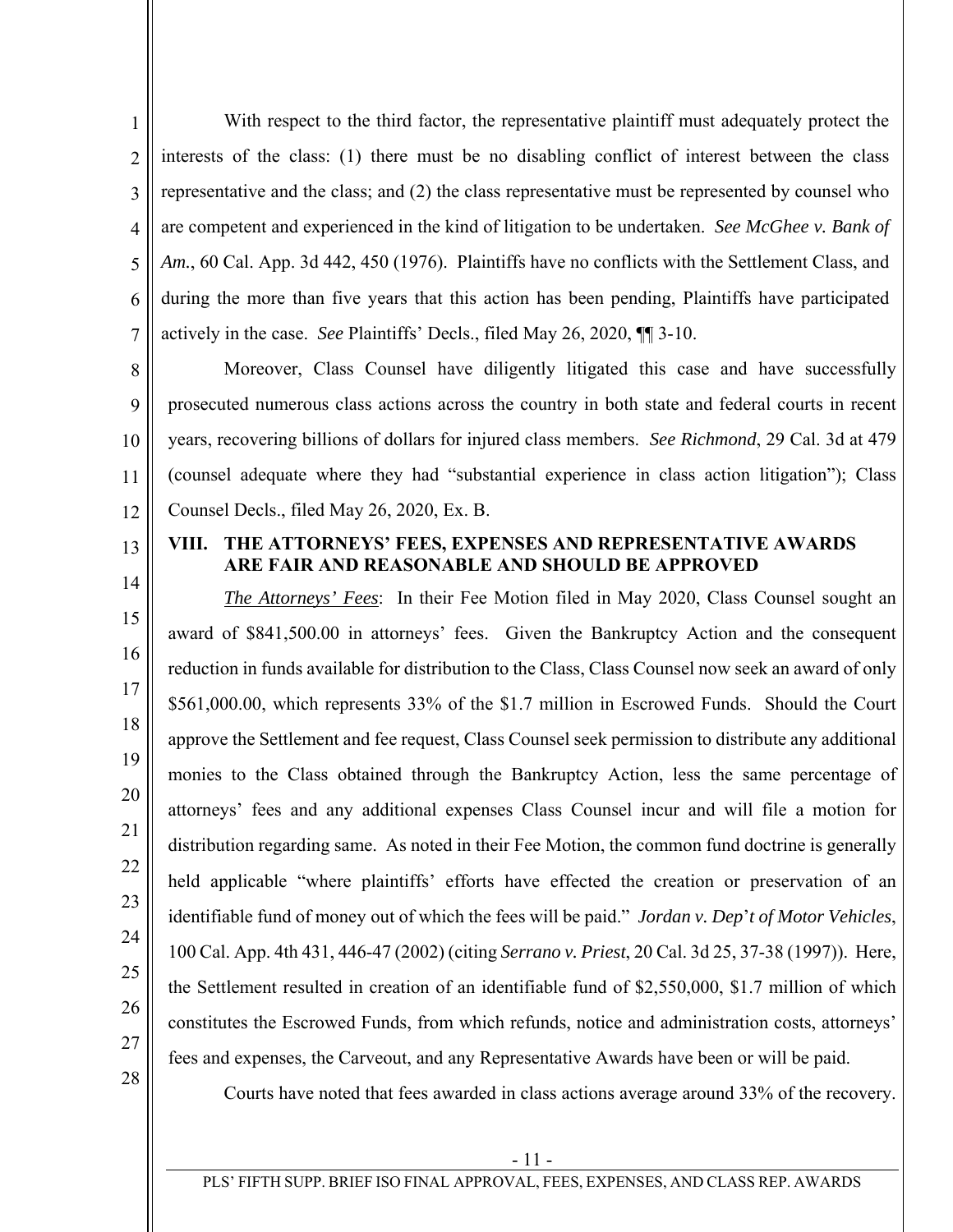With respect to the third factor, the representative plaintiff must adequately protect the interests of the class: (1) there must be no disabling conflict of interest between the class representative and the class; and (2) the class representative must be represented by counsel who are competent and experienced in the kind of litigation to be undertaken. *See McGhee v. Bank of Am.*, 60 Cal. App. 3d 442, 450 (1976). Plaintiffs have no conflicts with the Settlement Class, and during the more than five years that this action has been pending, Plaintiffs have participated actively in the case. *See* Plaintiffs' Decls., filed May 26, 2020, ¶¶ 3-10.

Moreover, Class Counsel have diligently litigated this case and have successfully prosecuted numerous class actions across the country in both state and federal courts in recent years, recovering billions of dollars for injured class members. *See Richmond*, 29 Cal. 3d at 479 (counsel adequate where they had "substantial experience in class action litigation"); Class Counsel Decls., filed May 26, 2020, Ex. B.

## VIII. THE ATTORNEYS' FEES, EXPENSES AND REPRESENTATIVE AWARDS ARE FAIR AND REASONABLE AND SHOULD BE APPROVED

***The Attorneys' Fees***: In their Fee Motion filed in May 2020, Class Counsel sought an award of $841,500.00 in attorneys' fees. Given the Bankruptcy Action and the consequent reduction in funds available for distribution to the Class, Class Counsel now seek an award of only $561,000.00, which represents 33% of the $1.7 million in Escrowed Funds. Should the Court approve the Settlement and fee request, Class Counsel seek permission to distribute any additional monies to the Class obtained through the Bankruptcy Action, less the same percentage of attorneys' fees and any additional expenses Class Counsel incur and will file a motion for distribution regarding same. As noted in their Fee Motion, the common fund doctrine is generally held applicable "where plaintiffs' efforts have effected the creation or preservation of an identifiable fund of money out of which the fees will be paid." *Jordan v. Dep't of Motor Vehicles*, 100 Cal. App. 4th 431, 446-47 (2002) (citing *Serrano v. Priest*, 20 Cal. 3d 25, 37-38 (1997)). Here, the Settlement resulted in creation of an identifiable fund of $2,550,000, $1.7 million of which constitutes the Escrowed Funds, from which refunds, notice and administration costs, attorneys' fees and expenses, the Carveout, and any Representative Awards have been or will be paid.

Courts have noted that fees awarded in class actions average around 33% of the recovery.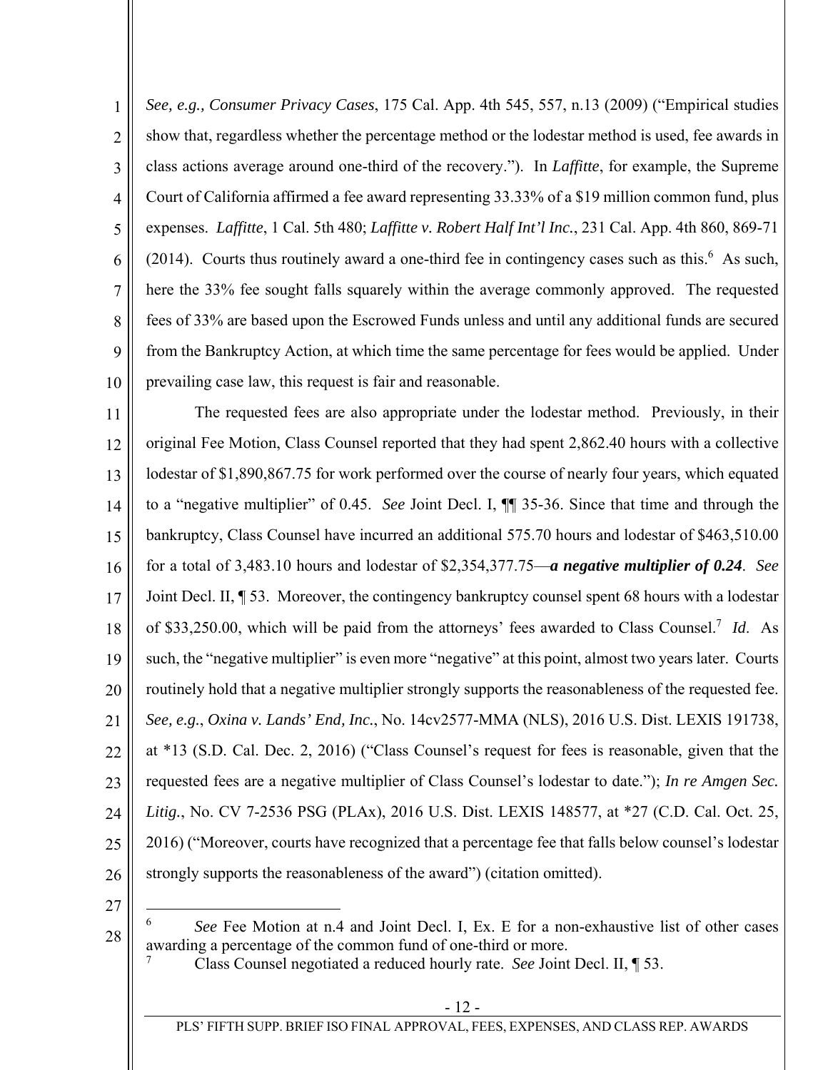*See, e.g., Consumer Privacy Cases*, 175 Cal. App. 4th 545, 557, n.13 (2009) ("Empirical studies show that, regardless whether the percentage method or the lodestar method is used, fee awards in class actions average around one-third of the recovery."). In *Laffitte*, for example, the Supreme Court of California affirmed a fee award representing 33.33% of a $19 million common fund, plus expenses. *Laffitte*, 1 Cal. 5th 480; *Laffitte v. Robert Half Int'l Inc.*, 231 Cal. App. 4th 860, 869-71 (2014). Courts thus routinely award a one-third fee in contingency cases such as this.[6] As such, here the 33% fee sought falls squarely within the average commonly approved. The requested fees of 33% are based upon the Escrowed Funds unless and until any additional funds are secured from the Bankruptcy Action, at which time the same percentage for fees would be applied. Under prevailing case law, this request is fair and reasonable.

The requested fees are also appropriate under the lodestar method. Previously, in their original Fee Motion, Class Counsel reported that they had spent 2,862.40 hours with a collective lodestar of $1,890,867.75 for work performed over the course of nearly four years, which equated to a "negative multiplier" of 0.45. *See* Joint Decl. I, ¶¶ 35-36. Since that time and through the bankruptcy, Class Counsel have incurred an additional 575.70 hours and lodestar of $463,510.00 for a total of 3,483.10 hours and lodestar of $2,354,377.75—***a negative multiplier of 0.24***. *See* Joint Decl. II, ¶ 53. Moreover, the contingency bankruptcy counsel spent 68 hours with a lodestar of $33,250.00, which will be paid from the attorneys' fees awarded to Class Counsel.[7] *Id.* As such, the "negative multiplier" is even more "negative" at this point, almost two years later. Courts routinely hold that a negative multiplier strongly supports the reasonableness of the requested fee. *See, e.g.*, *Oxina v. Lands' End, Inc.*, No. 14cv2577-MMA (NLS), 2016 U.S. Dist. LEXIS 191738, at *13 (S.D. Cal. Dec. 2, 2016) ("Class Counsel's request for fees is reasonable, given that the requested fees are a negative multiplier of Class Counsel's lodestar to date."); *In re Amgen Sec. Litig.*, No. CV 7-2536 PSG (PLAx), 2016 U.S. Dist. LEXIS 148577, at *27 (C.D. Cal. Oct. 25, 2016) ("Moreover, courts have recognized that a percentage fee that falls below counsel's lodestar strongly supports the reasonableness of the award") (citation omitted).

---

[6] *See* Fee Motion at n.4 and Joint Decl. I, Ex. E for a non-exhaustive list of other cases awarding a percentage of the common fund of one-third or more.

[7] Class Counsel negotiated a reduced hourly rate. *See* Joint Decl. II, ¶ 53.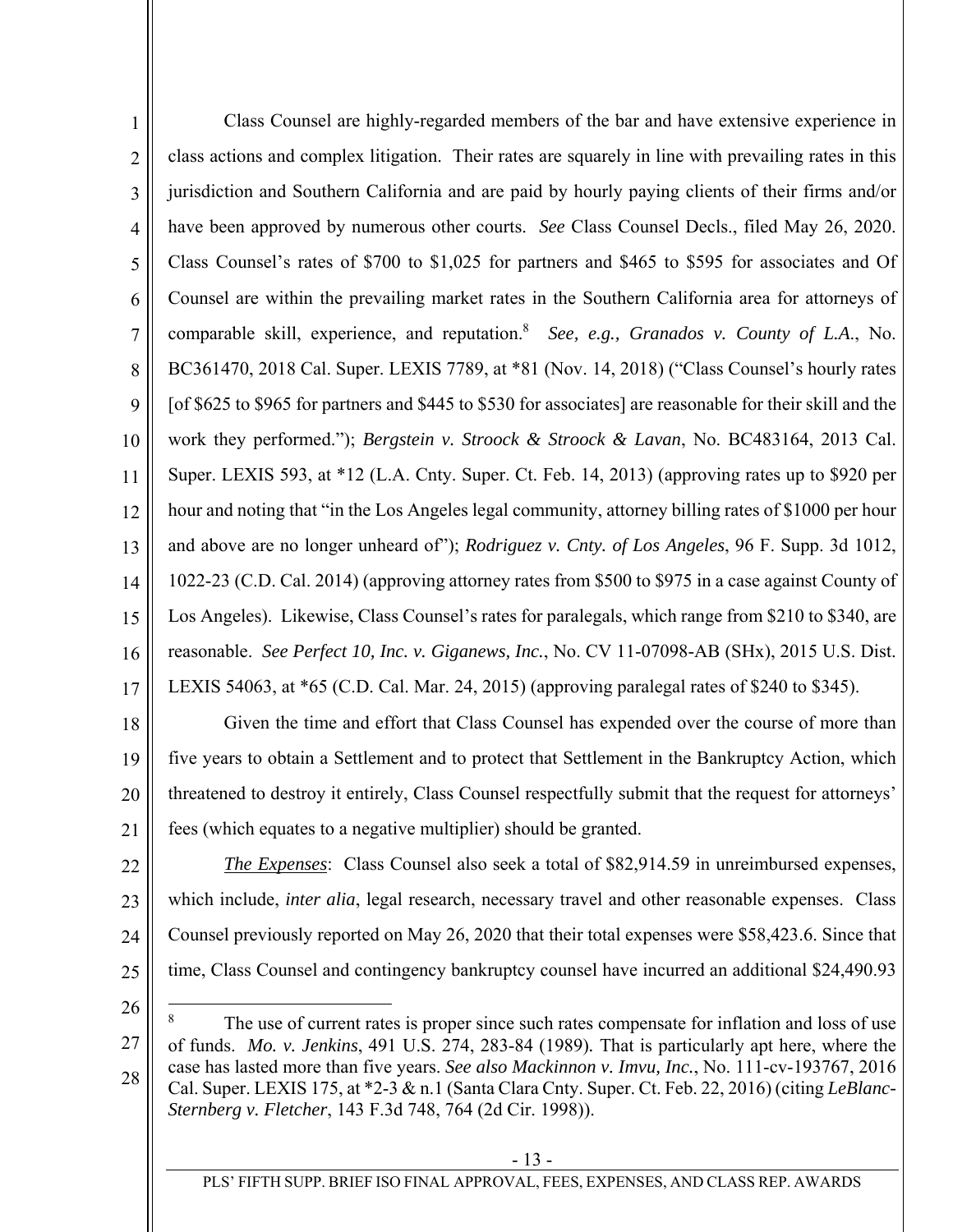Class Counsel are highly-regarded members of the bar and have extensive experience in class actions and complex litigation. Their rates are squarely in line with prevailing rates in this jurisdiction and Southern California and are paid by hourly paying clients of their firms and/or have been approved by numerous other courts. *See* Class Counsel Decls., filed May 26, 2020. Class Counsel's rates of $700 to $1,025 for partners and $465 to $595 for associates and Of Counsel are within the prevailing market rates in the Southern California area for attorneys of comparable skill, experience, and reputation.[8] *See, e.g., Granados v. County of L.A.*, No. BC361470, 2018 Cal. Super. LEXIS 7789, at *81 (Nov. 14, 2018) ("Class Counsel's hourly rates [of $625 to $965 for partners and $445 to $530 for associates] are reasonable for their skill and the work they performed."); *Bergstein v. Stroock & Stroock & Lavan*, No. BC483164, 2013 Cal. Super. LEXIS 593, at *12 (L.A. Cnty. Super. Ct. Feb. 14, 2013) (approving rates up to $920 per hour and noting that "in the Los Angeles legal community, attorney billing rates of $1000 per hour and above are no longer unheard of"); *Rodriguez v. Cnty. of Los Angeles*, 96 F. Supp. 3d 1012, 1022-23 (C.D. Cal. 2014) (approving attorney rates from $500 to $975 in a case against County of Los Angeles). Likewise, Class Counsel's rates for paralegals, which range from $210 to $340, are reasonable. *See Perfect 10, Inc. v. Giganews, Inc.*, No. CV 11-07098-AB (SHx), 2015 U.S. Dist. LEXIS 54063, at *65 (C.D. Cal. Mar. 24, 2015) (approving paralegal rates of $240 to $345).

Given the time and effort that Class Counsel has expended over the course of more than five years to obtain a Settlement and to protect that Settlement in the Bankruptcy Action, which threatened to destroy it entirely, Class Counsel respectfully submit that the request for attorneys' fees (which equates to a negative multiplier) should be granted.

*The Expenses*: Class Counsel also seek a total of $82,914.59 in unreimbursed expenses, which include, *inter alia*, legal research, necessary travel and other reasonable expenses. Class Counsel previously reported on May 26, 2020 that their total expenses were $58,423.6. Since that time, Class Counsel and contingency bankruptcy counsel have incurred an additional $24,490.93

---

[8] The use of current rates is proper since such rates compensate for inflation and loss of use of funds. *Mo. v. Jenkins*, 491 U.S. 274, 283-84 (1989). That is particularly apt here, where the case has lasted more than five years. *See also Mackinnon v. Imvu, Inc.*, No. 111-cv-193767, 2016 Cal. Super. LEXIS 175, at *2-3 & n.1 (Santa Clara Cnty. Super. Ct. Feb. 22, 2016) (citing *LeBlanc-Sternberg v. Fletcher*, 143 F.3d 748, 764 (2d Cir. 1998)).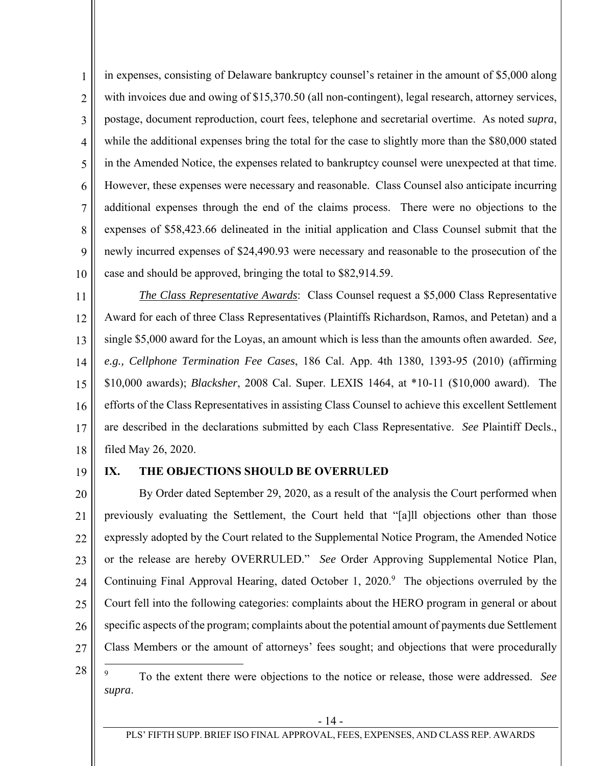in expenses, consisting of Delaware bankruptcy counsel's retainer in the amount of $5,000 along with invoices due and owing of $15,370.50 (all non-contingent), legal research, attorney services, postage, document reproduction, court fees, telephone and secretarial overtime. As noted *supra*, while the additional expenses bring the total for the case to slightly more than the $80,000 stated in the Amended Notice, the expenses related to bankruptcy counsel were unexpected at that time. However, these expenses were necessary and reasonable. Class Counsel also anticipate incurring additional expenses through the end of the claims process. There were no objections to the expenses of $58,423.66 delineated in the initial application and Class Counsel submit that the newly incurred expenses of $24,490.93 were necessary and reasonable to the prosecution of the case and should be approved, bringing the total to $82,914.59.

*The Class Representative Awards*: Class Counsel request a $5,000 Class Representative Award for each of three Class Representatives (Plaintiffs Richardson, Ramos, and Petetan) and a single $5,000 award for the Loyas, an amount which is less than the amounts often awarded. *See, e.g., Cellphone Termination Fee Cases*, 186 Cal. App. 4th 1380, 1393-95 (2010) (affirming $10,000 awards); *Blacksher*, 2008 Cal. Super. LEXIS 1464, at *10-11 ($10,000 award). The efforts of the Class Representatives in assisting Class Counsel to achieve this excellent Settlement are described in the declarations submitted by each Class Representative. *See* Plaintiff Decls., filed May 26, 2020.

## IX. THE OBJECTIONS SHOULD BE OVERRULED

By Order dated September 29, 2020, as a result of the analysis the Court performed when previously evaluating the Settlement, the Court held that "[a]ll objections other than those expressly adopted by the Court related to the Supplemental Notice Program, the Amended Notice or the release are hereby OVERRULED." *See* Order Approving Supplemental Notice Plan, Continuing Final Approval Hearing, dated October 1, 2020.[9] The objections overruled by the Court fell into the following categories: complaints about the HERO program in general or about specific aspects of the program; complaints about the potential amount of payments due Settlement Class Members or the amount of attorneys' fees sought; and objections that were procedurally

---

[9] To the extent there were objections to the notice or release, those were addressed. *See supra*.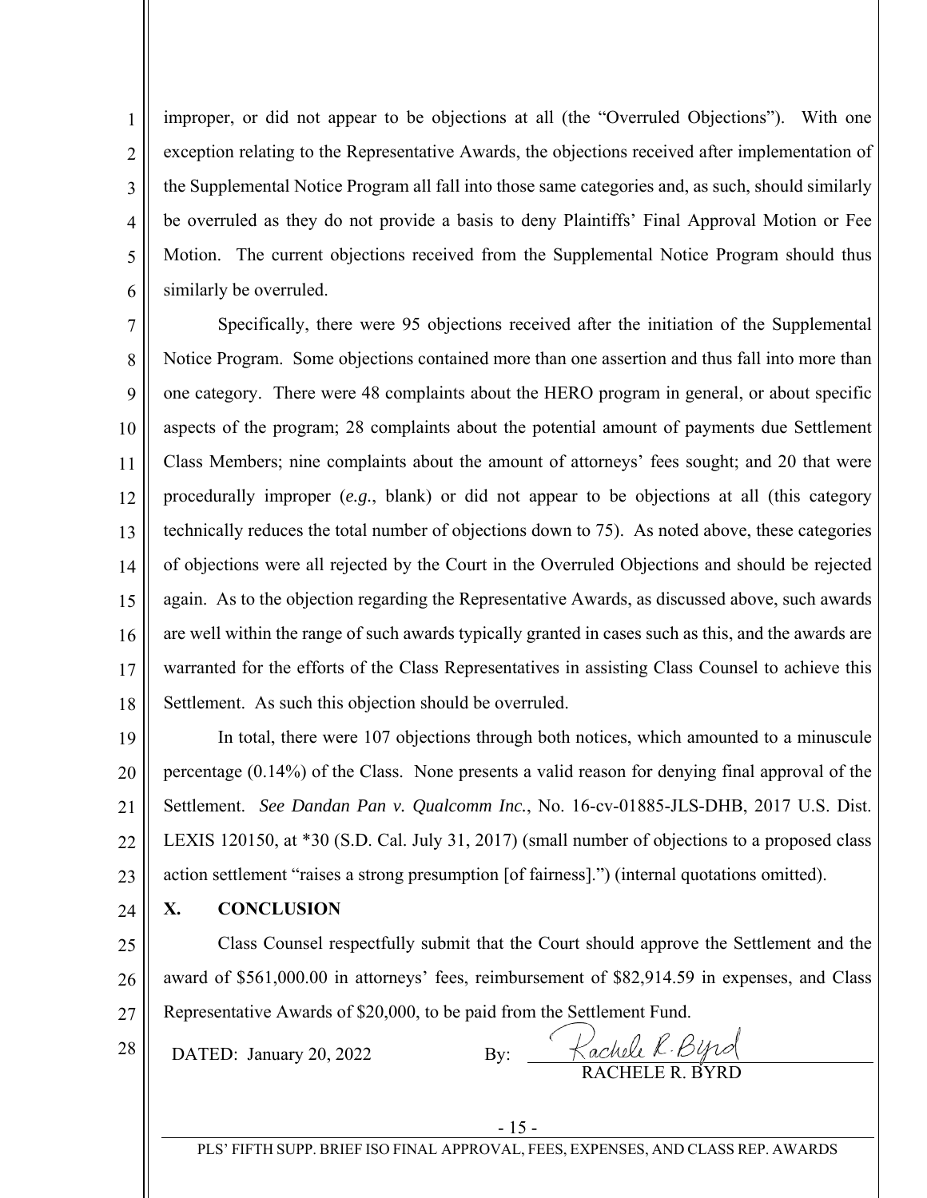improper, or did not appear to be objections at all (the "Overruled Objections"). With one exception relating to the Representative Awards, the objections received after implementation of the Supplemental Notice Program all fall into those same categories and, as such, should similarly be overruled as they do not provide a basis to deny Plaintiffs' Final Approval Motion or Fee Motion. The current objections received from the Supplemental Notice Program should thus similarly be overruled.

Specifically, there were 95 objections received after the initiation of the Supplemental Notice Program. Some objections contained more than one assertion and thus fall into more than one category. There were 48 complaints about the HERO program in general, or about specific aspects of the program; 28 complaints about the potential amount of payments due Settlement Class Members; nine complaints about the amount of attorneys' fees sought; and 20 that were procedurally improper (*e.g.*, blank) or did not appear to be objections at all (this category technically reduces the total number of objections down to 75). As noted above, these categories of objections were all rejected by the Court in the Overruled Objections and should be rejected again. As to the objection regarding the Representative Awards, as discussed above, such awards are well within the range of such awards typically granted in cases such as this, and the awards are warranted for the efforts of the Class Representatives in assisting Class Counsel to achieve this Settlement. As such this objection should be overruled.

In total, there were 107 objections through both notices, which amounted to a minuscule percentage (0.14%) of the Class. None presents a valid reason for denying final approval of the Settlement. *See Dandan Pan v. Qualcomm Inc.*, No. 16-cv-01885-JLS-DHB, 2017 U.S. Dist. LEXIS 120150, at *30 (S.D. Cal. July 31, 2017) (small number of objections to a proposed class action settlement "raises a strong presumption [of fairness].") (internal quotations omitted).

## X. CONCLUSION

Class Counsel respectfully submit that the Court should approve the Settlement and the award of $561,000.00 in attorneys' fees, reimbursement of $82,914.59 in expenses, and Class Representative Awards of $20,000, to be paid from the Settlement Fund.

DATED: January 20, 2022 By: *Rachele R. Byrd*

RACHELE R. BYRD

PLS' FIFTH SUPP. BRIEF ISO FINAL APPROVAL, FEES, EXPENSES, AND CLASS REP. AWARDS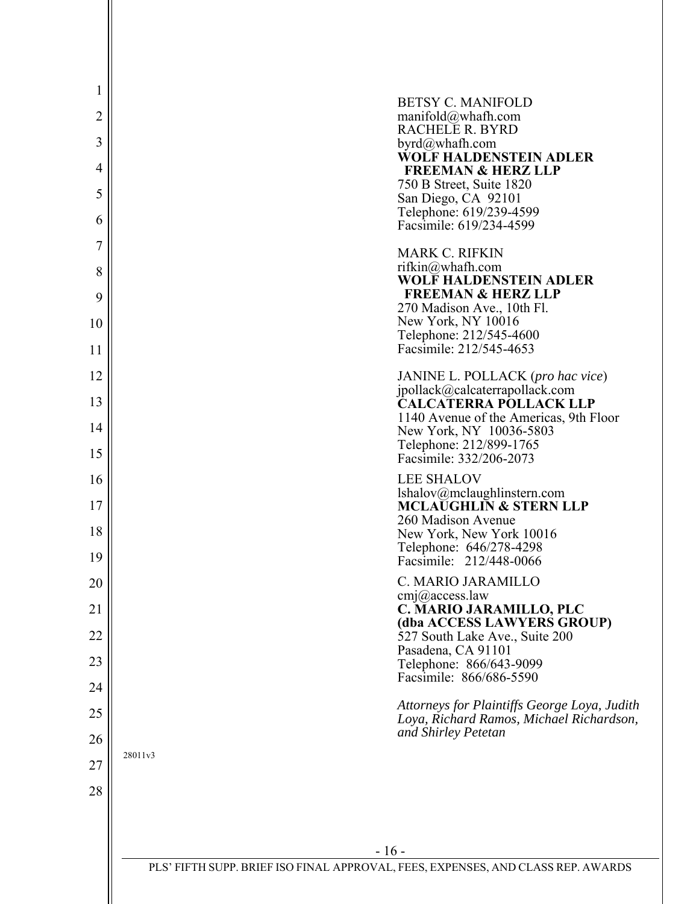BETSY C. MANIFOLD
manifold@whafh.com
RACHELE R. BYRD
byrd@whafh.com
**WOLF HALDENSTEIN ADLER FREEMAN & HERZ LLP**
750 B Street, Suite 1820
San Diego, CA 92101
Telephone: 619/239-4599
Facsimile: 619/234-4599

MARK C. RIFKIN
rifkin@whafh.com
**WOLF HALDENSTEIN ADLER FREEMAN & HERZ LLP**
270 Madison Ave., 10th Fl.
New York, NY 10016
Telephone: 212/545-4600
Facsimile: 212/545-4653

JANINE L. POLLACK (*pro hac vice*)
jpollack@calcaterrapollack.com
**CALCATERRA POLLACK LLP**
1140 Avenue of the Americas, 9th Floor
New York, NY 10036-5803
Telephone: 212/899-1765
Facsimile: 332/206-2073

LEE SHALOV
lshalov@mclaughlinstern.com
**MCLAUGHLIN & STERN LLP**
260 Madison Avenue
New York, New York 10016
Telephone: 646/278-4298
Facsimile: 212/448-0066

C. MARIO JARAMILLO
cmj@access.law
**C. MARIO JARAMILLO, PLC (dba ACCESS LAWYERS GROUP)**
527 South Lake Ave., Suite 200
Pasadena, CA 91101
Telephone: 866/643-9099
Facsimile: 866/686-5590

*Attorneys for Plaintiffs George Loya, Judith Loya, Richard Ramos, Michael Richardson, and Shirley Petetan*

28011v3